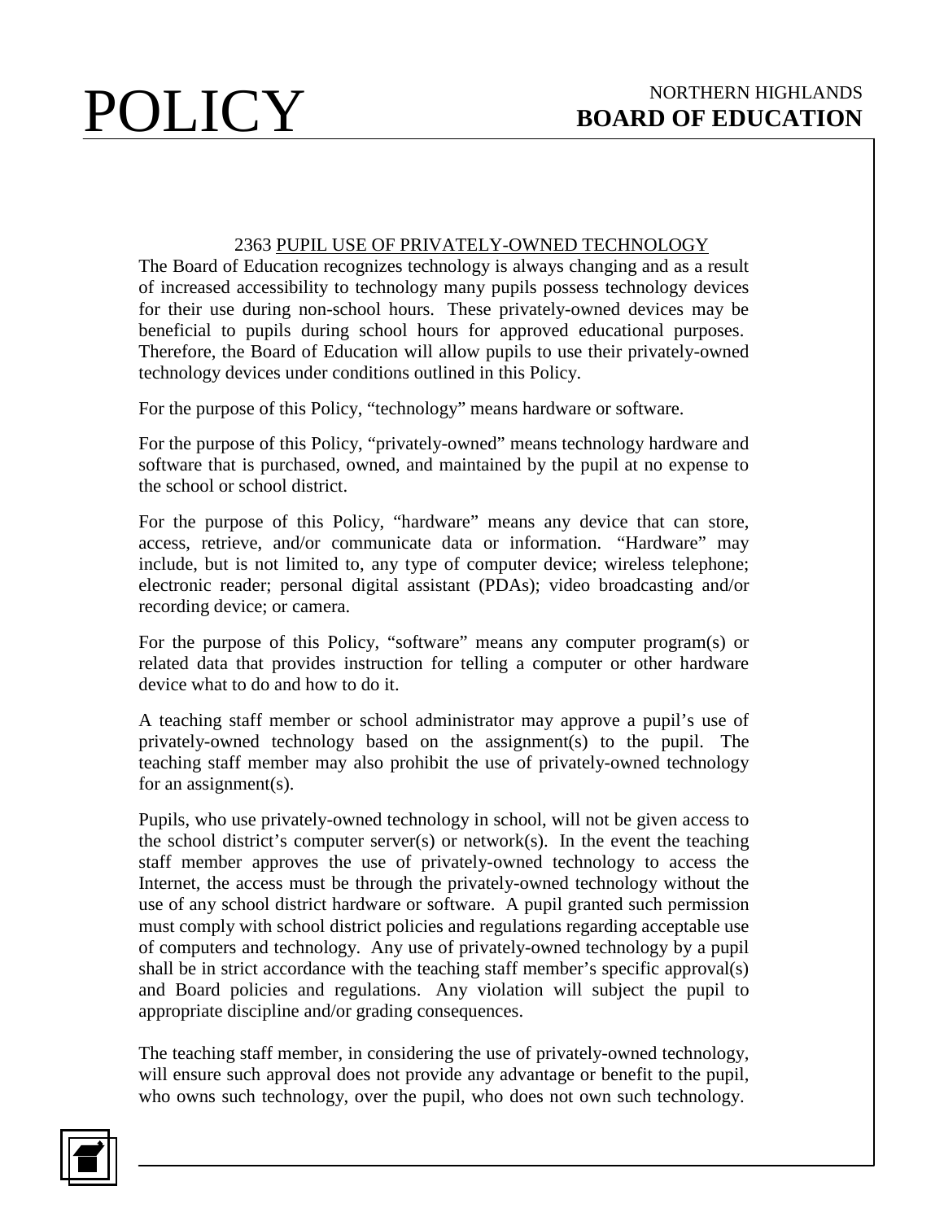# POLICY

NORTHERN HIGHLANDS
**BOARD OF EDUCATION**

## 2363 PUPIL USE OF PRIVATELY-OWNED TECHNOLOGY

The Board of Education recognizes technology is always changing and as a result of increased accessibility to technology many pupils possess technology devices for their use during non-school hours. These privately-owned devices may be beneficial to pupils during school hours for approved educational purposes. Therefore, the Board of Education will allow pupils to use their privately-owned technology devices under conditions outlined in this Policy.

For the purpose of this Policy, "technology" means hardware or software.

For the purpose of this Policy, "privately-owned" means technology hardware and software that is purchased, owned, and maintained by the pupil at no expense to the school or school district.

For the purpose of this Policy, "hardware" means any device that can store, access, retrieve, and/or communicate data or information. "Hardware" may include, but is not limited to, any type of computer device; wireless telephone; electronic reader; personal digital assistant (PDAs); video broadcasting and/or recording device; or camera.

For the purpose of this Policy, "software" means any computer program(s) or related data that provides instruction for telling a computer or other hardware device what to do and how to do it.

A teaching staff member or school administrator may approve a pupil's use of privately-owned technology based on the assignment(s) to the pupil. The teaching staff member may also prohibit the use of privately-owned technology for an assignment(s).

Pupils, who use privately-owned technology in school, will not be given access to the school district's computer server(s) or network(s). In the event the teaching staff member approves the use of privately-owned technology to access the Internet, the access must be through the privately-owned technology without the use of any school district hardware or software. A pupil granted such permission must comply with school district policies and regulations regarding acceptable use of computers and technology. Any use of privately-owned technology by a pupil shall be in strict accordance with the teaching staff member's specific approval(s) and Board policies and regulations. Any violation will subject the pupil to appropriate discipline and/or grading consequences.

The teaching staff member, in considering the use of privately-owned technology, will ensure such approval does not provide any advantage or benefit to the pupil, who owns such technology, over the pupil, who does not own such technology.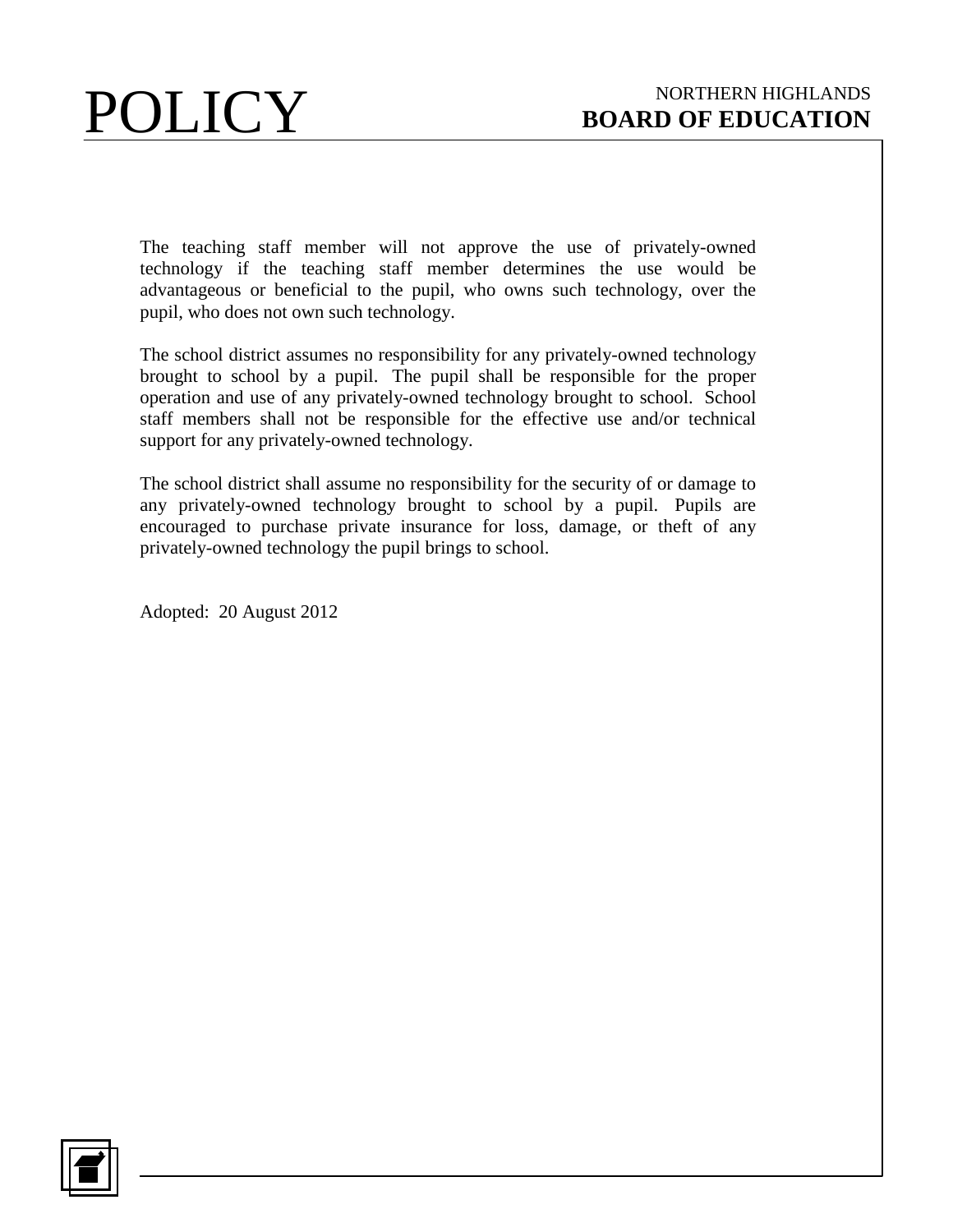The teaching staff member will not approve the use of privately-owned technology if the teaching staff member determines the use would be advantageous or beneficial to the pupil, who owns such technology, over the pupil, who does not own such technology.

The school district assumes no responsibility for any privately-owned technology brought to school by a pupil. The pupil shall be responsible for the proper operation and use of any privately-owned technology brought to school. School staff members shall not be responsible for the effective use and/or technical support for any privately-owned technology.

The school district shall assume no responsibility for the security of or damage to any privately-owned technology brought to school by a pupil. Pupils are encouraged to purchase private insurance for loss, damage, or theft of any privately-owned technology the pupil brings to school.

Adopted: 20 August 2012